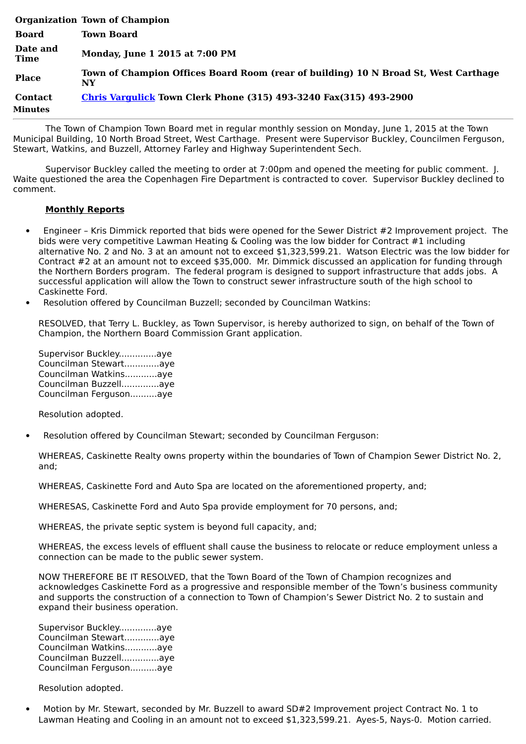| | |
|---|---|
| **Organization** | **Town of Champion** |
| **Board** | **Town Board** |
| **Date and Time** | **Monday, June 1 2015 at 7:00 PM** |
| **Place** | **Town of Champion Offices Board Room (rear of building) 10 N Broad St, West Carthage NY** |
| **Contact** | **[Chris Vargulick](#) Town Clerk Phone (315) 493-3240 Fax(315) 493-2900** |

**Minutes**

---

The Town of Champion Town Board met in regular monthly session on Monday, June 1, 2015 at the Town Municipal Building, 10 North Broad Street, West Carthage. Present were Supervisor Buckley, Councilmen Ferguson, Stewart, Watkins, and Buzzell, Attorney Farley and Highway Superintendent Sech.

Supervisor Buckley called the meeting to order at 7:00pm and opened the meeting for public comment. J. Waite questioned the area the Copenhagen Fire Department is contracted to cover. Supervisor Buckley declined to comment.

**Monthly Reports**

- Engineer – Kris Dimmick reported that bids were opened for the Sewer District #2 Improvement project. The bids were very competitive Lawman Heating & Cooling was the low bidder for Contract #1 including alternative No. 2 and No. 3 at an amount not to exceed $1,323,599.21. Watson Electric was the low bidder for Contract #2 at an amount not to exceed $35,000. Mr. Dimmick discussed an application for funding through the Northern Borders program. The federal program is designed to support infrastructure that adds jobs. A successful application will allow the Town to construct sewer infrastructure south of the high school to Caskinette Ford.
- Resolution offered by Councilman Buzzell; seconded by Councilman Watkins:

  RESOLVED, that Terry L. Buckley, as Town Supervisor, is hereby authorized to sign, on behalf of the Town of Champion, the Northern Board Commission Grant application.

  Supervisor Buckley.............aye
  Councilman Stewart............aye
  Councilman Watkins............aye
  Councilman Buzzell.............aye
  Councilman Ferguson..........aye

  Resolution adopted.

- Resolution offered by Councilman Stewart; seconded by Councilman Ferguson:

  WHEREAS, Caskinette Realty owns property within the boundaries of Town of Champion Sewer District No. 2, and;

  WHEREAS, Caskinette Ford and Auto Spa are located on the aforementioned property, and;

  WHERESAS, Caskinette Ford and Auto Spa provide employment for 70 persons, and;

  WHEREAS, the private septic system is beyond full capacity, and;

  WHEREAS, the excess levels of effluent shall cause the business to relocate or reduce employment unless a connection can be made to the public sewer system.

  NOW THEREFORE BE IT RESOLVED, that the Town Board of the Town of Champion recognizes and acknowledges Caskinette Ford as a progressive and responsible member of the Town's business community and supports the construction of a connection to Town of Champion's Sewer District No. 2 to sustain and expand their business operation.

  Supervisor Buckley.............aye
  Councilman Stewart............aye
  Councilman Watkins............aye
  Councilman Buzzell.............aye
  Councilman Ferguson..........aye

  Resolution adopted.

- Motion by Mr. Stewart, seconded by Mr. Buzzell to award SD#2 Improvement project Contract No. 1 to Lawman Heating and Cooling in an amount not to exceed $1,323,599.21. Ayes-5, Nays-0. Motion carried.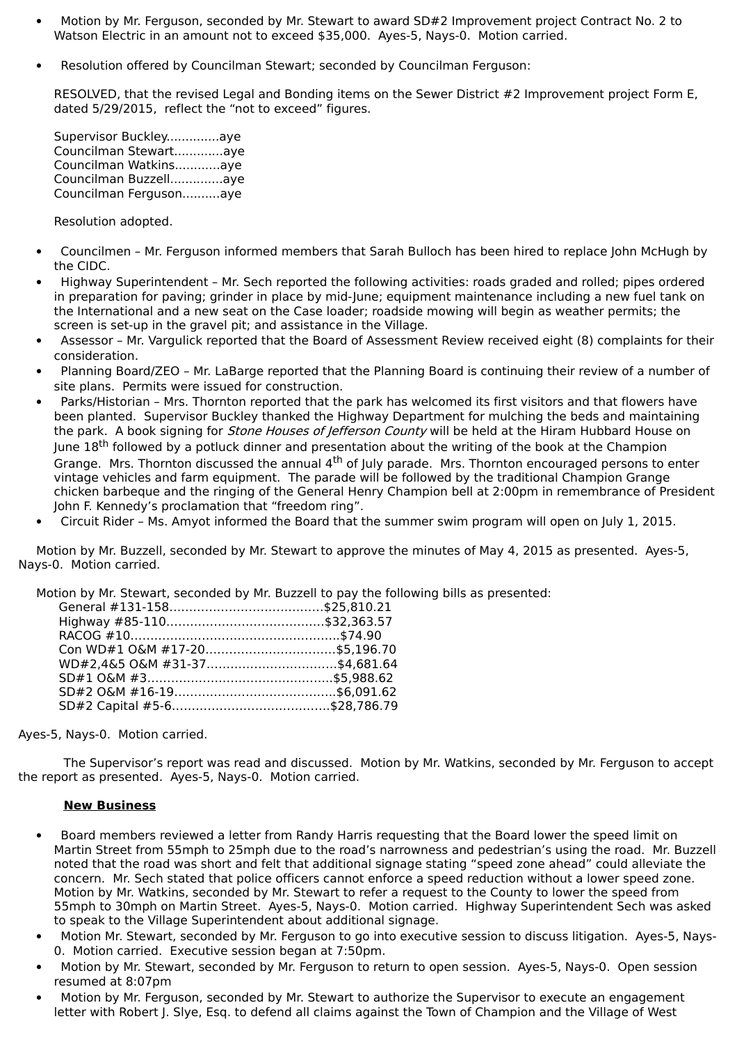- Motion by Mr. Ferguson, seconded by Mr. Stewart to award SD#2 Improvement project Contract No. 2 to Watson Electric in an amount not to exceed $35,000. Ayes-5, Nays-0. Motion carried.

- Resolution offered by Councilman Stewart; seconded by Councilman Ferguson:

  RESOLVED, that the revised Legal and Bonding items on the Sewer District #2 Improvement project Form E, dated 5/29/2015, reflect the "not to exceed" figures.

  Supervisor Buckley..............aye
  Councilman Stewart.............aye
  Councilman Watkins............aye
  Councilman Buzzell..............aye
  Councilman Ferguson..........aye

  Resolution adopted.

- Councilmen – Mr. Ferguson informed members that Sarah Bulloch has been hired to replace John McHugh by the CIDC.
- Highway Superintendent – Mr. Sech reported the following activities: roads graded and rolled; pipes ordered in preparation for paving; grinder in place by mid-June; equipment maintenance including a new fuel tank on the International and a new seat on the Case loader; roadside mowing will begin as weather permits; the screen is set-up in the gravel pit; and assistance in the Village.
- Assessor – Mr. Vargulick reported that the Board of Assessment Review received eight (8) complaints for their consideration.
- Planning Board/ZEO – Mr. LaBarge reported that the Planning Board is continuing their review of a number of site plans. Permits were issued for construction.
- Parks/Historian – Mrs. Thornton reported that the park has welcomed its first visitors and that flowers have been planted. Supervisor Buckley thanked the Highway Department for mulching the beds and maintaining the park. A book signing for *Stone Houses of Jefferson County* will be held at the Hiram Hubbard House on June 18th followed by a potluck dinner and presentation about the writing of the book at the Champion Grange. Mrs. Thornton discussed the annual 4th of July parade. Mrs. Thornton encouraged persons to enter vintage vehicles and farm equipment. The parade will be followed by the traditional Champion Grange chicken barbeque and the ringing of the General Henry Champion bell at 2:00pm in remembrance of President John F. Kennedy's proclamation that "freedom ring".
- Circuit Rider – Ms. Amyot informed the Board that the summer swim program will open on July 1, 2015.

Motion by Mr. Buzzell, seconded by Mr. Stewart to approve the minutes of May 4, 2015 as presented. Ayes-5, Nays-0. Motion carried.

Motion by Mr. Stewart, seconded by Mr. Buzzell to pay the following bills as presented:

General #131-158........................................$25,810.21
Highway #85-110........................................$32,363.57
RACOG #10....................................................$74.90
Con WD#1 O&M #17-20.................................$5,196.70
WD#2,4&5 O&M #31-37.................................$4,681.64
SD#1 O&M #3...............................................$5,988.62
SD#2 O&M #16-19........................................$6,091.62
SD#2 Capital #5-6........................................$28,786.79

Ayes-5, Nays-0. Motion carried.

The Supervisor's report was read and discussed. Motion by Mr. Watkins, seconded by Mr. Ferguson to accept the report as presented. Ayes-5, Nays-0. Motion carried.

**New Business**

- Board members reviewed a letter from Randy Harris requesting that the Board lower the speed limit on Martin Street from 55mph to 25mph due to the road's narrowness and pedestrian's using the road. Mr. Buzzell noted that the road was short and felt that additional signage stating "speed zone ahead" could alleviate the concern. Mr. Sech stated that police officers cannot enforce a speed reduction without a lower speed zone. Motion by Mr. Watkins, seconded by Mr. Stewart to refer a request to the County to lower the speed from 55mph to 30mph on Martin Street. Ayes-5, Nays-0. Motion carried. Highway Superintendent Sech was asked to speak to the Village Superintendent about additional signage.
- Motion Mr. Stewart, seconded by Mr. Ferguson to go into executive session to discuss litigation. Ayes-5, Nays-0. Motion carried. Executive session began at 7:50pm.
- Motion by Mr. Stewart, seconded by Mr. Ferguson to return to open session. Ayes-5, Nays-0. Open session resumed at 8:07pm
- Motion by Mr. Ferguson, seconded by Mr. Stewart to authorize the Supervisor to execute an engagement letter with Robert J. Slye, Esq. to defend all claims against the Town of Champion and the Village of West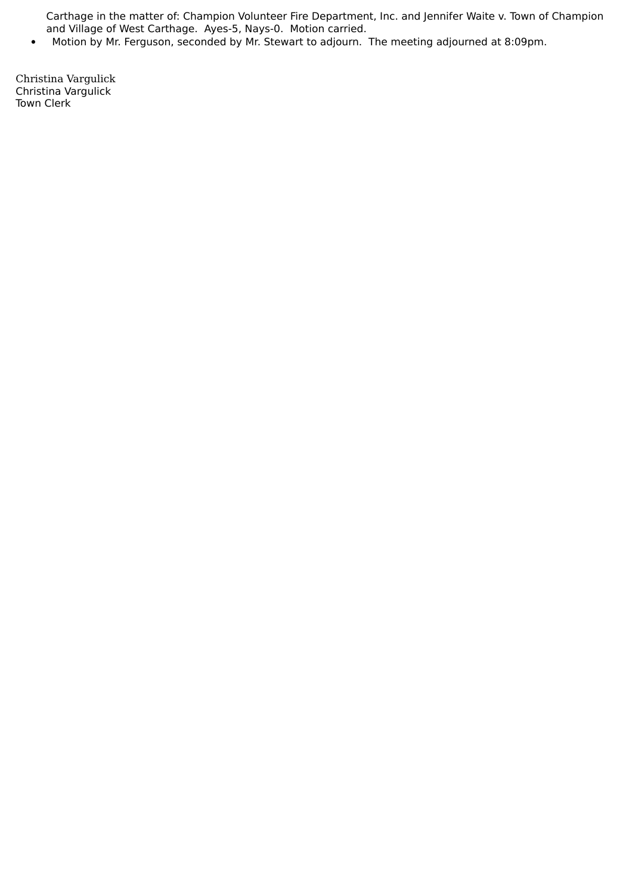Carthage in the matter of: Champion Volunteer Fire Department, Inc. and Jennifer Waite v. Town of Champion and Village of West Carthage. Ayes-5, Nays-0. Motion carried.

- Motion by Mr. Ferguson, seconded by Mr. Stewart to adjourn. The meeting adjourned at 8:09pm.

Christina Vargulick
Christina Vargulick
Town Clerk